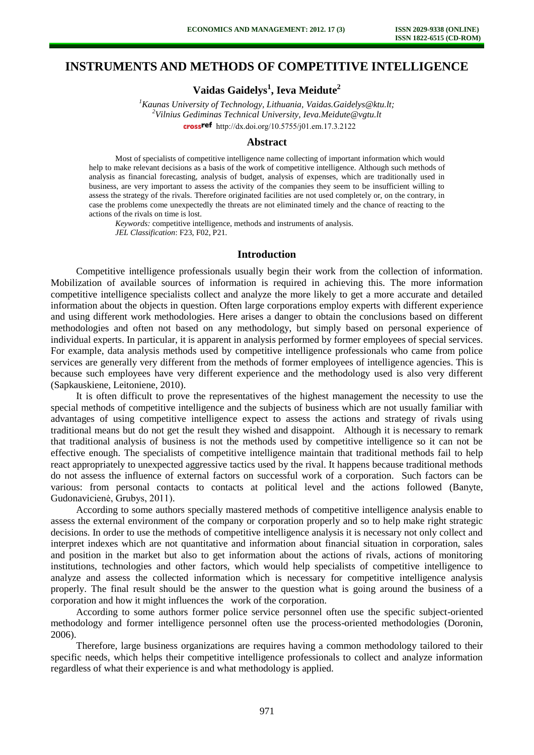# INSTRUMENTS AND METHODS OF COMPETITIVE INTELLIGENCE

**Vaidas Gaidelys[1], Ieva Meidute[2]**

*[1]Kaunas University of Technology, Lithuania, Vaidas.Gaidelys@ktu.lt;*
*[2]Vilnius Gediminas Technical University, Ieva.Meidute@vgtu.lt*
http://dx.doi.org/10.5755/j01.em.17.3.2122

## Abstract

Most of specialists of competitive intelligence name collecting of important information which would help to make relevant decisions as a basis of the work of competitive intelligence. Although such methods of analysis as financial forecasting, analysis of budget, analysis of expenses, which are traditionally used in business, are very important to assess the activity of the companies they seem to be insufficient willing to assess the strategy of the rivals. Therefore originated facilities are not used completely or, on the contrary, in case the problems come unexpectedly the threats are not eliminated timely and the chance of reacting to the actions of the rivals on time is lost.

*Keywords:* competitive intelligence, methods and instruments of analysis.
*JEL Classification*: F23, F02, P21.

## Introduction

Competitive intelligence professionals usually begin their work from the collection of information. Mobilization of available sources of information is required in achieving this. The more information competitive intelligence specialists collect and analyze the more likely to get a more accurate and detailed information about the objects in question. Often large corporations employ experts with different experience and using different work methodologies. Here arises a danger to obtain the conclusions based on different methodologies and often not based on any methodology, but simply based on personal experience of individual experts. In particular, it is apparent in analysis performed by former employees of special services. For example, data analysis methods used by competitive intelligence professionals who came from police services are generally very different from the methods of former employees of intelligence agencies. This is because such employees have very different experience and the methodology used is also very different (Sapkauskiene, Leitoniene, 2010).

It is often difficult to prove the representatives of the highest management the necessity to use the special methods of competitive intelligence and the subjects of business which are not usually familiar with advantages of using competitive intelligence expect to assess the actions and strategy of rivals using traditional means but do not get the result they wished and disappoint. Although it is necessary to remark that traditional analysis of business is not the methods used by competitive intelligence so it can not be effective enough. The specialists of competitive intelligence maintain that traditional methods fail to help react appropriately to unexpected aggressive tactics used by the rival. It happens because traditional methods do not assess the influence of external factors on successful work of a corporation. Such factors can be various: from personal contacts to contacts at political level and the actions followed (Banyte, Gudonavičienė, Grubys, 2011).

According to some authors specially mastered methods of competitive intelligence analysis enable to assess the external environment of the company or corporation properly and so to help make right strategic decisions. In order to use the methods of competitive intelligence analysis it is necessary not only collect and interpret indexes which are not quantitative and information about financial situation in corporation, sales and position in the market but also to get information about the actions of rivals, actions of monitoring institutions, technologies and other factors, which would help specialists of competitive intelligence to analyze and assess the collected information which is necessary for competitive intelligence analysis properly. The final result should be the answer to the question what is going around the business of a corporation and how it might influences the work of the corporation.

According to some authors former police service personnel often use the specific subject-oriented methodology and former intelligence personnel often use the process-oriented methodologies (Doronin, 2006).

Therefore, large business organizations are requires having a common methodology tailored to their specific needs, which helps their competitive intelligence professionals to collect and analyze information regardless of what their experience is and what methodology is applied.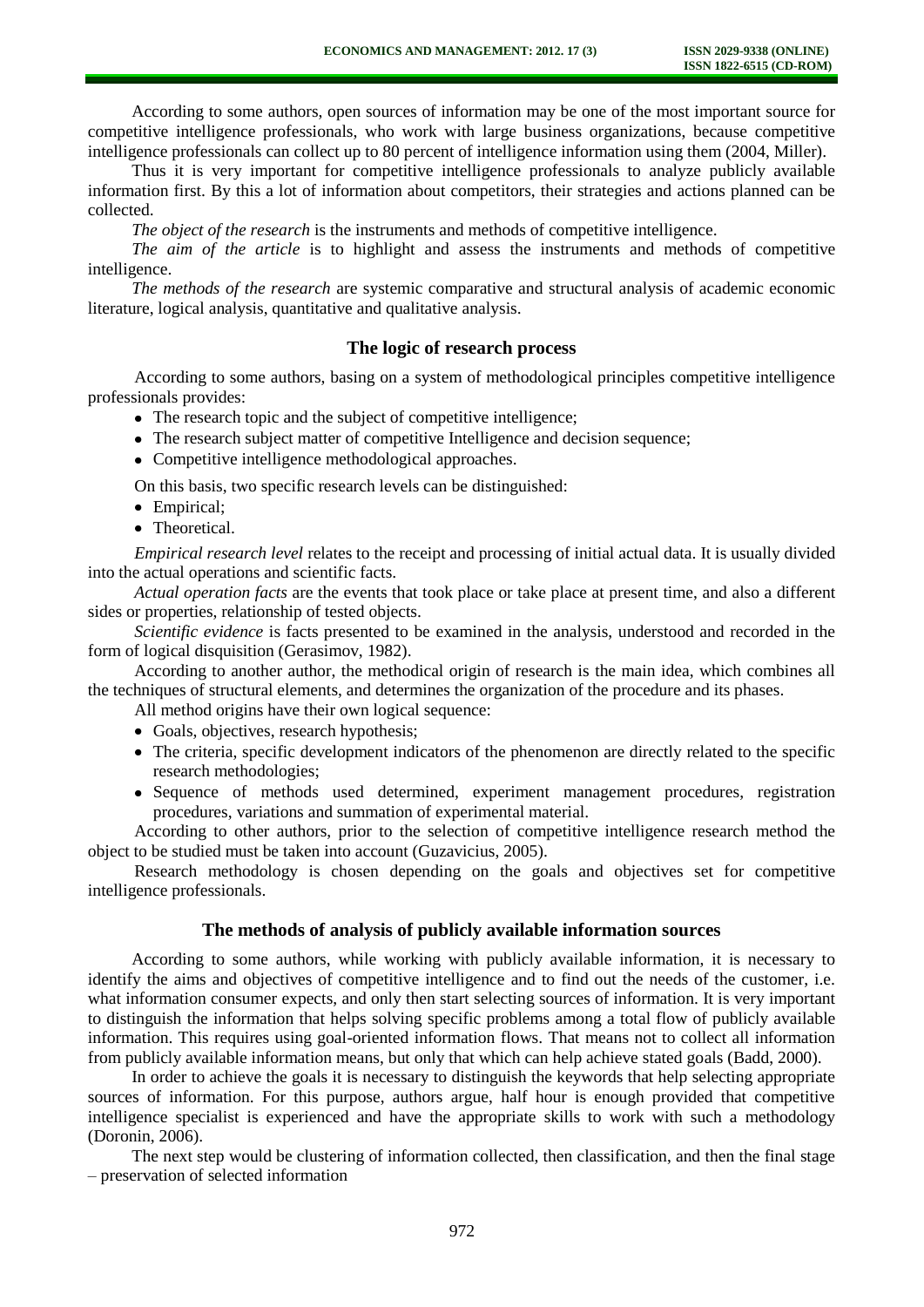According to some authors, open sources of information may be one of the most important source for competitive intelligence professionals, who work with large business organizations, because competitive intelligence professionals can collect up to 80 percent of intelligence information using them (2004, Miller).

Thus it is very important for competitive intelligence professionals to analyze publicly available information first. By this a lot of information about competitors, their strategies and actions planned can be collected.

*The object of the research* is the instruments and methods of competitive intelligence.

*The aim of the article* is to highlight and assess the instruments and methods of competitive intelligence.

*The methods of the research* are systemic comparative and structural analysis of academic economic literature, logical analysis, quantitative and qualitative analysis.

## The logic of research process

According to some authors, basing on a system of methodological principles competitive intelligence professionals provides:

- The research topic and the subject of competitive intelligence;
- The research subject matter of competitive Intelligence and decision sequence;
- Competitive intelligence methodological approaches.

On this basis, two specific research levels can be distinguished:

- Empirical;
- Theoretical.

*Empirical research level* relates to the receipt and processing of initial actual data. It is usually divided into the actual operations and scientific facts.

*Actual operation facts* are the events that took place or take place at present time, and also a different sides or properties, relationship of tested objects.

*Scientific evidence* is facts presented to be examined in the analysis, understood and recorded in the form of logical disquisition (Gerasimov, 1982).

According to another author, the methodical origin of research is the main idea, which combines all the techniques of structural elements, and determines the organization of the procedure and its phases.

All method origins have their own logical sequence:

- Goals, objectives, research hypothesis;
- The criteria, specific development indicators of the phenomenon are directly related to the specific research methodologies;
- Sequence of methods used determined, experiment management procedures, registration procedures, variations and summation of experimental material.

According to other authors, prior to the selection of competitive intelligence research method the object to be studied must be taken into account (Guzavicius, 2005).

Research methodology is chosen depending on the goals and objectives set for competitive intelligence professionals.

## The methods of analysis of publicly available information sources

According to some authors, while working with publicly available information, it is necessary to identify the aims and objectives of competitive intelligence and to find out the needs of the customer, i.e. what information consumer expects, and only then start selecting sources of information. It is very important to distinguish the information that helps solving specific problems among a total flow of publicly available information. This requires using goal-oriented information flows. That means not to collect all information from publicly available information means, but only that which can help achieve stated goals (Badd, 2000).

In order to achieve the goals it is necessary to distinguish the keywords that help selecting appropriate sources of information. For this purpose, authors argue, half hour is enough provided that competitive intelligence specialist is experienced and have the appropriate skills to work with such a methodology (Doronin, 2006).

The next step would be clustering of information collected, then classification, and then the final stage – preservation of selected information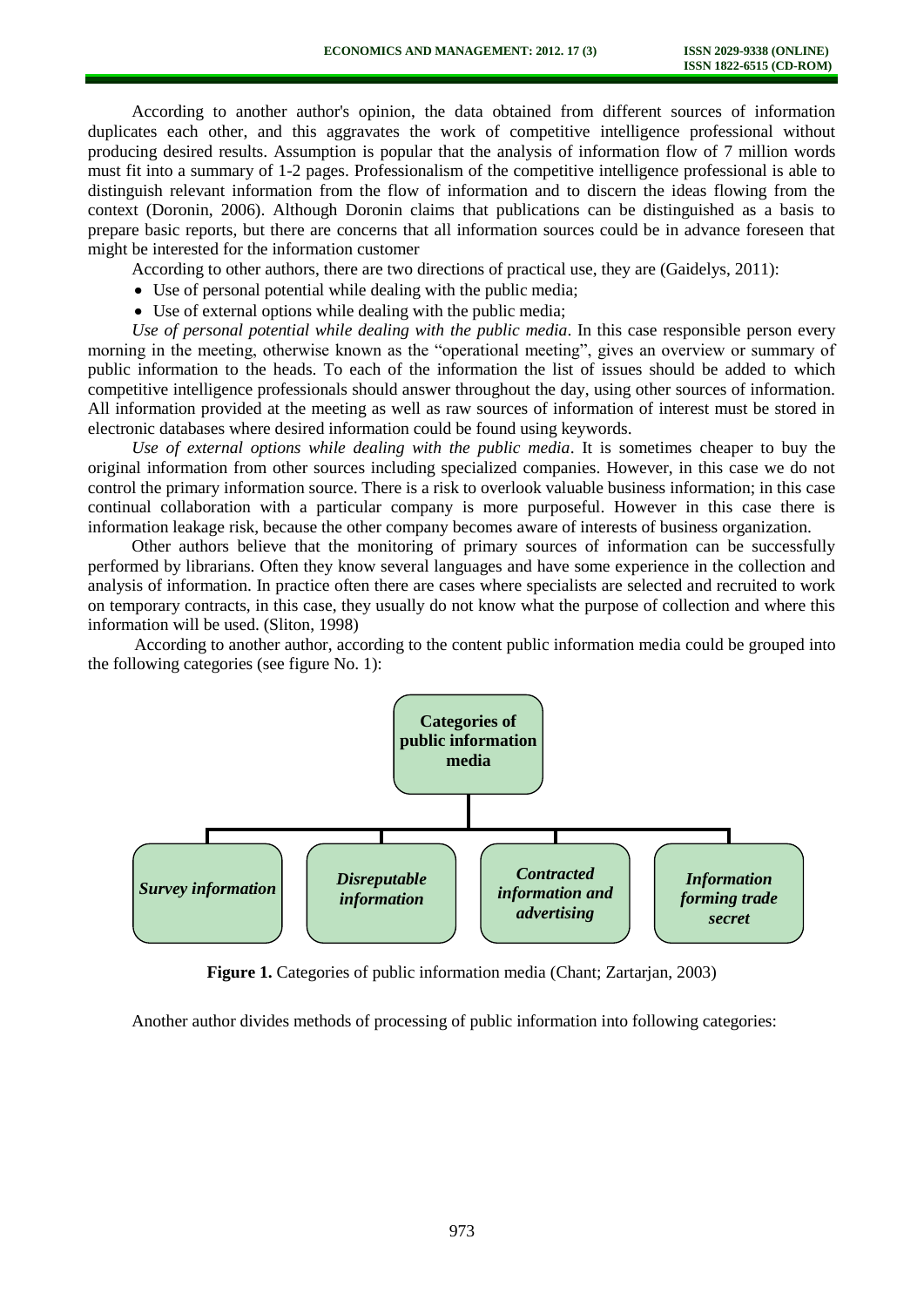According to another author's opinion, the data obtained from different sources of information duplicates each other, and this aggravates the work of competitive intelligence professional without producing desired results. Assumption is popular that the analysis of information flow of 7 million words must fit into a summary of 1-2 pages. Professionalism of the competitive intelligence professional is able to distinguish relevant information from the flow of information and to discern the ideas flowing from the context (Doronin, 2006). Although Doronin claims that publications can be distinguished as a basis to prepare basic reports, but there are concerns that all information sources could be in advance foreseen that might be interested for the information customer

According to other authors, there are two directions of practical use, they are (Gaidelys, 2011):

- Use of personal potential while dealing with the public media;
- Use of external options while dealing with the public media;

*Use of personal potential while dealing with the public media*. In this case responsible person every morning in the meeting, otherwise known as the "operational meeting", gives an overview or summary of public information to the heads. To each of the information the list of issues should be added to which competitive intelligence professionals should answer throughout the day, using other sources of information. All information provided at the meeting as well as raw sources of information of interest must be stored in electronic databases where desired information could be found using keywords.

*Use of external options while dealing with the public media*. It is sometimes cheaper to buy the original information from other sources including specialized companies. However, in this case we do not control the primary information source. There is a risk to overlook valuable business information; in this case continual collaboration with a particular company is more purposeful. However in this case there is information leakage risk, because the other company becomes aware of interests of business organization.

Other authors believe that the monitoring of primary sources of information can be successfully performed by librarians. Often they know several languages and have some experience in the collection and analysis of information. In practice often there are cases where specialists are selected and recruited to work on temporary contracts, in this case, they usually do not know what the purpose of collection and where this information will be used. (Sliton, 1998)

According to another author, according to the content public information media could be grouped into the following categories (see figure No. 1):

**Categories of public information media**

- *Survey information*
- *Disreputable information*
- *Contracted information and advertising*
- *Information forming trade secret*

**Figure 1.** Categories of public information media (Chant; Zartarjan, 2003)

Another author divides methods of processing of public information into following categories: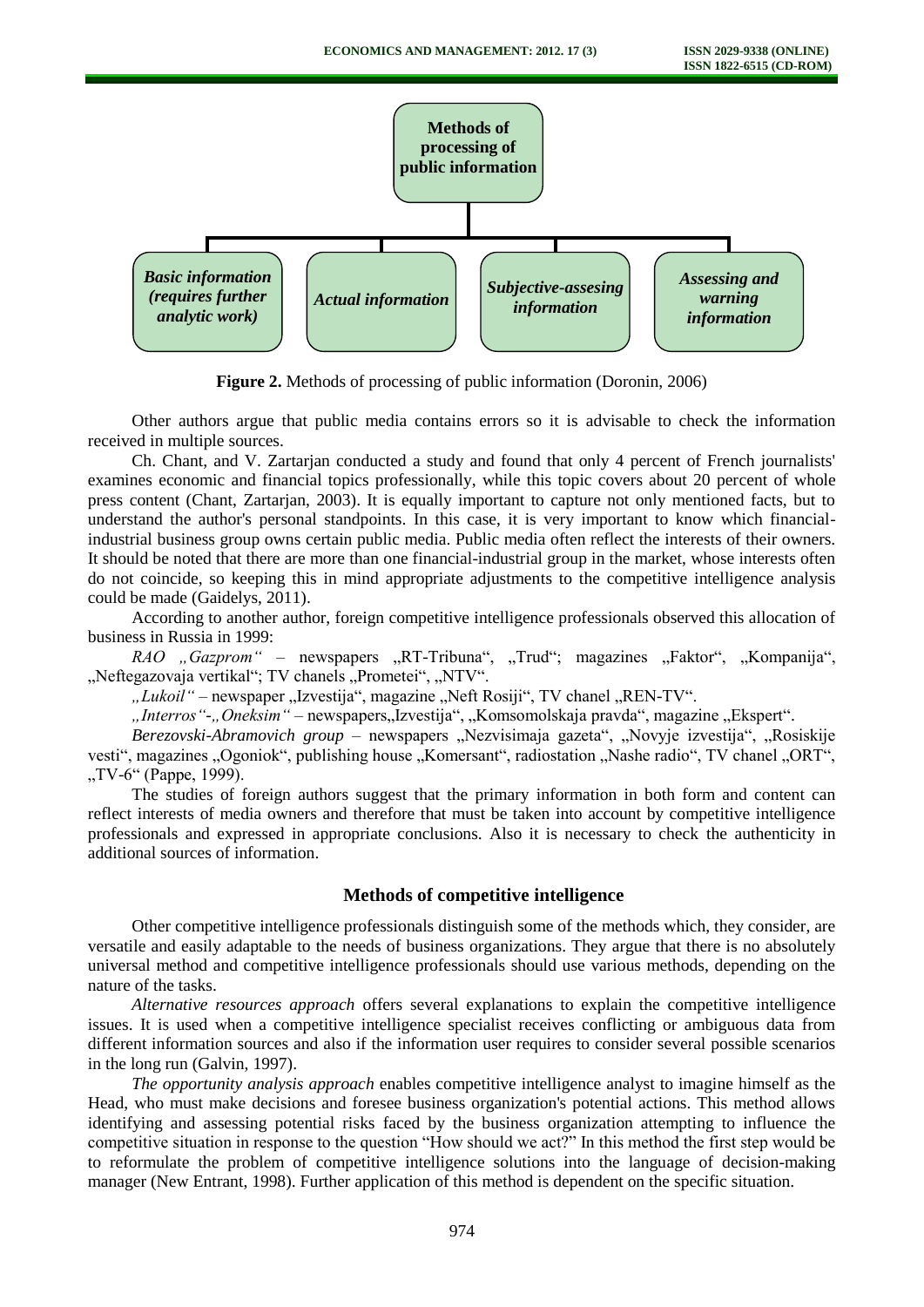Methods of processing of public information

- *Basic information (requires further analytic work)*
- *Actual information*
- *Subjective-assesing information*
- *Assessing and warning information*

**Figure 2.** Methods of processing of public information (Doronin, 2006)

Other authors argue that public media contains errors so it is advisable to check the information received in multiple sources.

Ch. Chant, and V. Zartarjan conducted a study and found that only 4 percent of French journalists' examines economic and financial topics professionally, while this topic covers about 20 percent of whole press content (Chant, Zartarjan, 2003). It is equally important to capture not only mentioned facts, but to understand the author's personal standpoints. In this case, it is very important to know which financial-industrial business group owns certain public media. Public media often reflect the interests of their owners. It should be noted that there are more than one financial-industrial group in the market, whose interests often do not coincide, so keeping this in mind appropriate adjustments to the competitive intelligence analysis could be made (Gaidelys, 2011).

According to another author, foreign competitive intelligence professionals observed this allocation of business in Russia in 1999:

*RAO „Gazprom"* – newspapers „RT-Tribuna", „Trud"; magazines „Faktor", „Kompanija", „Neftegazovaja vertikal"; TV chanels „Prometei", „NTV".

*„Lukoil"* – newspaper „Izvestija", magazine „Neft Rosiji", TV chanel „REN-TV".

*„Interros"-„Oneksim"* – newspapers„Izvestija", „Komsomolskaja pravda", magazine „Ekspert".

*Berezovski-Abramovich group* – newspapers „Nezvisimaja gazeta", „Novyje izvestija", „Rosiskije vesti", magazines „Ogoniok", publishing house „Komersant", radiostation „Nashe radio", TV chanel „ORT", „TV-6" (Pappe, 1999).

The studies of foreign authors suggest that the primary information in both form and content can reflect interests of media owners and therefore that must be taken into account by competitive intelligence professionals and expressed in appropriate conclusions. Also it is necessary to check the authenticity in additional sources of information.

## Methods of competitive intelligence

Other competitive intelligence professionals distinguish some of the methods which, they consider, are versatile and easily adaptable to the needs of business organizations. They argue that there is no absolutely universal method and competitive intelligence professionals should use various methods, depending on the nature of the tasks.

*Alternative resources approach* offers several explanations to explain the competitive intelligence issues. It is used when a competitive intelligence specialist receives conflicting or ambiguous data from different information sources and also if the information user requires to consider several possible scenarios in the long run (Galvin, 1997).

*The opportunity analysis approach* enables competitive intelligence analyst to imagine himself as the Head, who must make decisions and foresee business organization's potential actions. This method allows identifying and assessing potential risks faced by the business organization attempting to influence the competitive situation in response to the question "How should we act?" In this method the first step would be to reformulate the problem of competitive intelligence solutions into the language of decision-making manager (New Entrant, 1998). Further application of this method is dependent on the specific situation.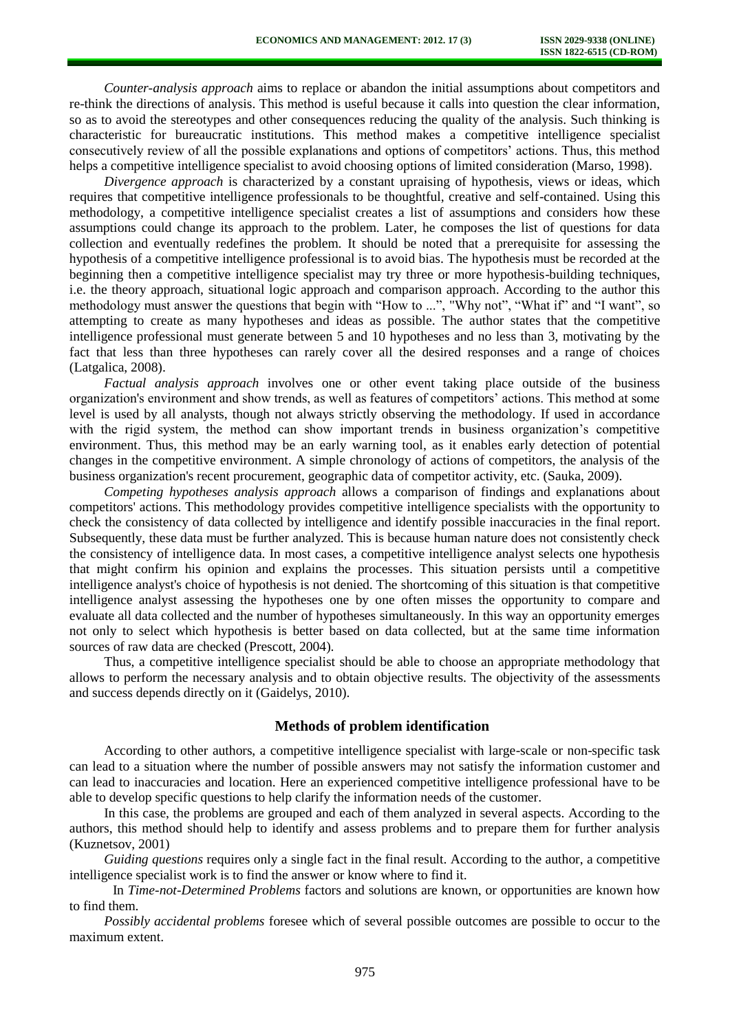*Counter-analysis approach* aims to replace or abandon the initial assumptions about competitors and re-think the directions of analysis. This method is useful because it calls into question the clear information, so as to avoid the stereotypes and other consequences reducing the quality of the analysis. Such thinking is characteristic for bureaucratic institutions. This method makes a competitive intelligence specialist consecutively review of all the possible explanations and options of competitors' actions. Thus, this method helps a competitive intelligence specialist to avoid choosing options of limited consideration (Marso, 1998).

*Divergence approach* is characterized by a constant upraising of hypothesis, views or ideas, which requires that competitive intelligence professionals to be thoughtful, creative and self-contained. Using this methodology, a competitive intelligence specialist creates a list of assumptions and considers how these assumptions could change its approach to the problem. Later, he composes the list of questions for data collection and eventually redefines the problem. It should be noted that a prerequisite for assessing the hypothesis of a competitive intelligence professional is to avoid bias. The hypothesis must be recorded at the beginning then a competitive intelligence specialist may try three or more hypothesis-building techniques, i.e. the theory approach, situational logic approach and comparison approach. According to the author this methodology must answer the questions that begin with "How to ...", "Why not", "What if" and "I want", so attempting to create as many hypotheses and ideas as possible. The author states that the competitive intelligence professional must generate between 5 and 10 hypotheses and no less than 3, motivating by the fact that less than three hypotheses can rarely cover all the desired responses and a range of choices (Latgalica, 2008).

*Factual analysis approach* involves one or other event taking place outside of the business organization's environment and show trends, as well as features of competitors' actions. This method at some level is used by all analysts, though not always strictly observing the methodology. If used in accordance with the rigid system, the method can show important trends in business organization's competitive environment. Thus, this method may be an early warning tool, as it enables early detection of potential changes in the competitive environment. A simple chronology of actions of competitors, the analysis of the business organization's recent procurement, geographic data of competitor activity, etc. (Sauka, 2009).

*Competing hypotheses analysis approach* allows a comparison of findings and explanations about competitors' actions. This methodology provides competitive intelligence specialists with the opportunity to check the consistency of data collected by intelligence and identify possible inaccuracies in the final report. Subsequently, these data must be further analyzed. This is because human nature does not consistently check the consistency of intelligence data. In most cases, a competitive intelligence analyst selects one hypothesis that might confirm his opinion and explains the processes. This situation persists until a competitive intelligence analyst's choice of hypothesis is not denied. The shortcoming of this situation is that competitive intelligence analyst assessing the hypotheses one by one often misses the opportunity to compare and evaluate all data collected and the number of hypotheses simultaneously. In this way an opportunity emerges not only to select which hypothesis is better based on data collected, but at the same time information sources of raw data are checked (Prescott, 2004).

Thus, a competitive intelligence specialist should be able to choose an appropriate methodology that allows to perform the necessary analysis and to obtain objective results. The objectivity of the assessments and success depends directly on it (Gaidelys, 2010).

## Methods of problem identification

According to other authors, a competitive intelligence specialist with large-scale or non-specific task can lead to a situation where the number of possible answers may not satisfy the information customer and can lead to inaccuracies and location. Here an experienced competitive intelligence professional have to be able to develop specific questions to help clarify the information needs of the customer.

In this case, the problems are grouped and each of them analyzed in several aspects. According to the authors, this method should help to identify and assess problems and to prepare them for further analysis (Kuznetsov, 2001)

*Guiding questions* requires only a single fact in the final result. According to the author, a competitive intelligence specialist work is to find the answer or know where to find it.

In *Time-not-Determined Problems* factors and solutions are known, or opportunities are known how to find them.

*Possibly accidental problems* foresee which of several possible outcomes are possible to occur to the maximum extent.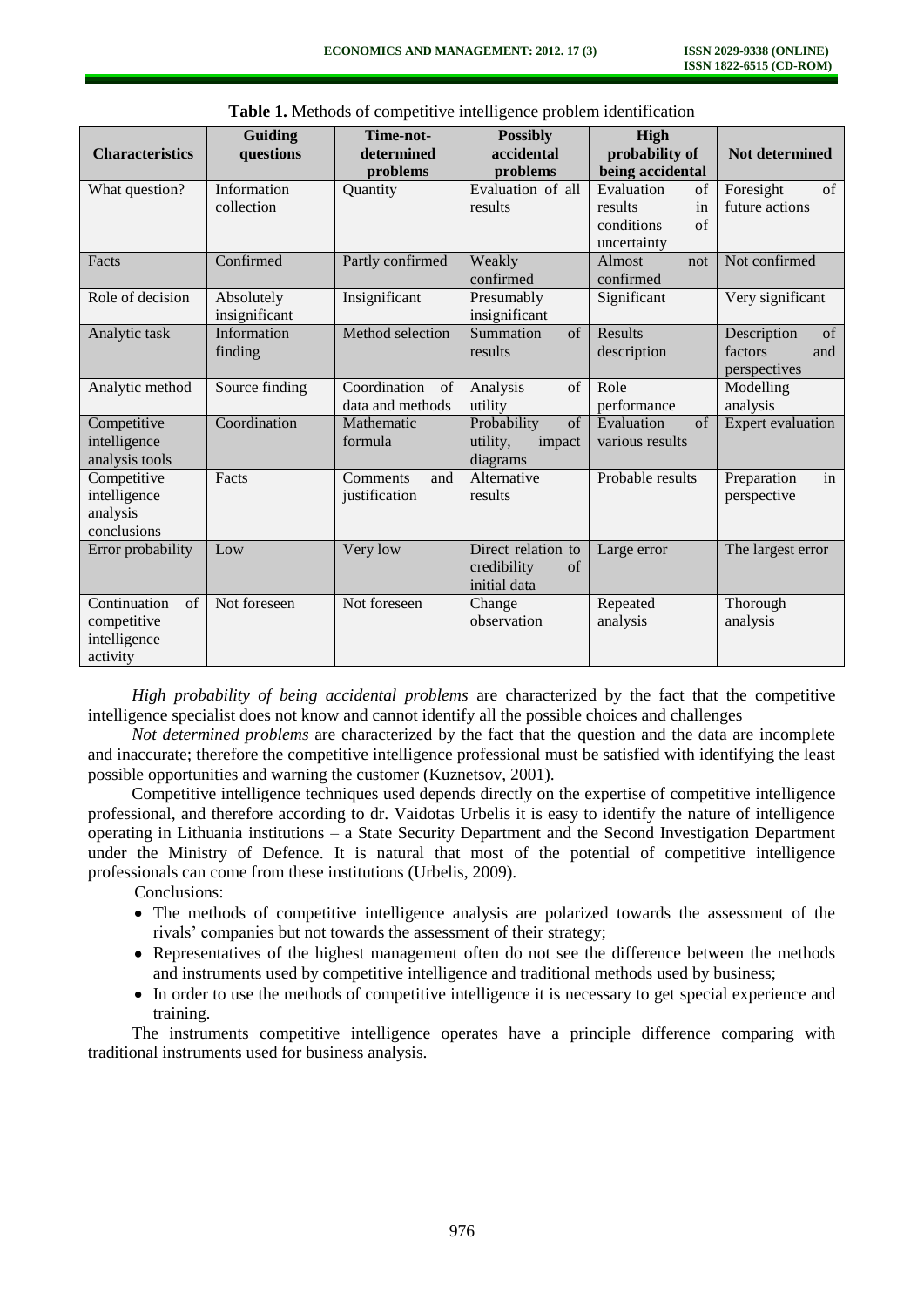**Table 1.** Methods of competitive intelligence problem identification

| Characteristics | Guiding questions | Time-not-determined problems | Possibly accidental problems | High probability of being accidental | Not determined |
|---|---|---|---|---|---|
| What question? | Information collection | Quantity | Evaluation of all results | Evaluation of results in conditions of uncertainty | Foresight of future actions |
| Facts | Confirmed | Partly confirmed | Weakly confirmed | Almost not confirmed | Not confirmed |
| Role of decision | Absolutely insignificant | Insignificant | Presumably insignificant | Significant | Very significant |
| Analytic task | Information finding | Method selection | Summation of results | Results description | Description of factors and perspectives |
| Analytic method | Source finding | Coordination of data and methods | Analysis of utility | Role performance | Modelling analysis |
| Competitive intelligence analysis tools | Coordination | Mathematic formula | Probability of utility, impact diagrams | Evaluation of various results | Expert evaluation |
| Competitive intelligence analysis conclusions | Facts | Comments and justification | Alternative results | Probable results | Preparation in perspective |
| Error probability | Low | Very low | Direct relation to credibility of initial data | Large error | The largest error |
| Continuation of competitive intelligence activity | Not foreseen | Not foreseen | Change observation | Repeated analysis | Thorough analysis |

*High probability of being accidental problems* are characterized by the fact that the competitive intelligence specialist does not know and cannot identify all the possible choices and challenges

*Not determined problems* are characterized by the fact that the question and the data are incomplete and inaccurate; therefore the competitive intelligence professional must be satisfied with identifying the least possible opportunities and warning the customer (Kuznetsov, 2001).

Competitive intelligence techniques used depends directly on the expertise of competitive intelligence professional, and therefore according to dr. Vaidotas Urbelis it is easy to identify the nature of intelligence operating in Lithuania institutions – a State Security Department and the Second Investigation Department under the Ministry of Defence. It is natural that most of the potential of competitive intelligence professionals can come from these institutions (Urbelis, 2009).

Conclusions:

- The methods of competitive intelligence analysis are polarized towards the assessment of the rivals' companies but not towards the assessment of their strategy;
- Representatives of the highest management often do not see the difference between the methods and instruments used by competitive intelligence and traditional methods used by business;
- In order to use the methods of competitive intelligence it is necessary to get special experience and training.

The instruments competitive intelligence operates have a principle difference comparing with traditional instruments used for business analysis.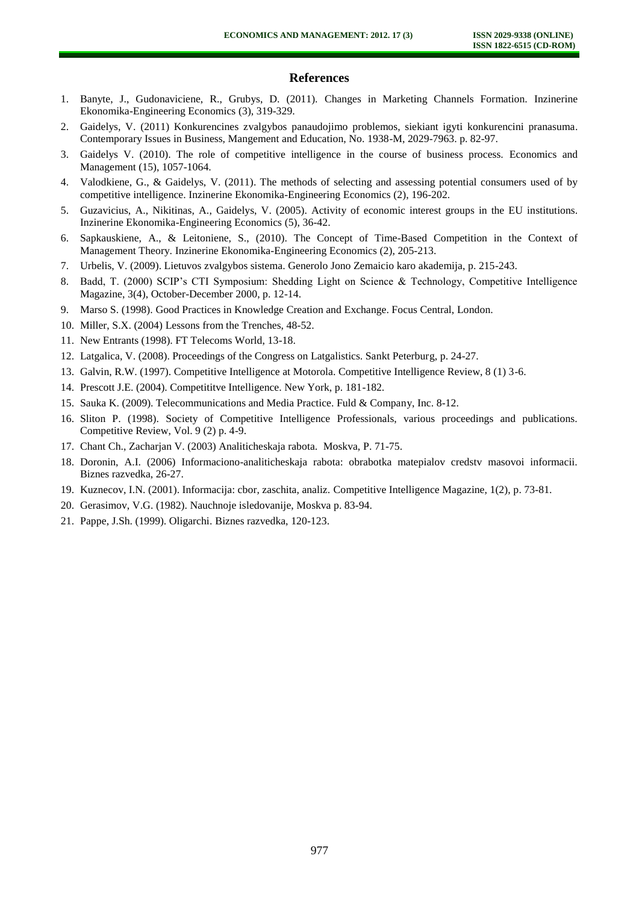## References

1. Banyte, J., Gudonaviciene, R., Grubys, D. (2011). Changes in Marketing Channels Formation. Inzinerine Ekonomika-Engineering Economics (3), 319-329.
2. Gaidelys, V. (2011) Konkurencines zvalgybos panaudojimo problemos, siekiant igyti konkurencini pranasuma. Contemporary Issues in Business, Mangement and Education, No. 1938-M, 2029-7963. p. 82-97.
3. Gaidelys V. (2010). The role of competitive intelligence in the course of business process. Economics and Management (15), 1057-1064.
4. Valodkiene, G., & Gaidelys, V. (2011). The methods of selecting and assessing potential consumers used of by competitive intelligence. Inzinerine Ekonomika-Engineering Economics (2), 196-202.
5. Guzavicius, A., Nikitinas, A., Gaidelys, V. (2005). Activity of economic interest groups in the EU institutions. Inzinerine Ekonomika-Engineering Economics (5), 36-42.
6. Sapkauskiene, A., & Leitoniene, S., (2010). The Concept of Time-Based Competition in the Context of Management Theory. Inzinerine Ekonomika-Engineering Economics (2), 205-213.
7. Urbelis, V. (2009). Lietuvos zvalgybos sistema. Generolo Jono Zemaicio karo akademija, p. 215-243.
8. Badd, T. (2000) SCIP's CTI Symposium: Shedding Light on Science & Technology, Competitive Intelligence Magazine, 3(4), October-December 2000, p. 12-14.
9. Marso S. (1998). Good Practices in Knowledge Creation and Exchange. Focus Central, London.
10. Miller, S.X. (2004) Lessons from the Trenches, 48-52.
11. New Entrants (1998). FT Telecoms World, 13-18.
12. Latgalica, V. (2008). Proceedings of the Congress on Latgalistics. Sankt Peterburg, p. 24-27.
13. Galvin, R.W. (1997). Competitive Intelligence at Motorola. Competitive Intelligence Review, 8 (1) 3-6.
14. Prescott J.E. (2004). Competititve Intelligence. New York, p. 181-182.
15. Sauka K. (2009). Telecommunications and Media Practice. Fuld & Company, Inc. 8-12.
16. Sliton P. (1998). Society of Competitive Intelligence Professionals, various proceedings and publications. Competitive Review, Vol. 9 (2) p. 4-9.
17. Chant Ch., Zacharjan V. (2003) Analiticheskaja rabota. Moskva, P. 71-75.
18. Doronin, A.I. (2006) Informaciono-analiticheskaja rabota: obrabotka matepialov credstv masovoi informacii. Biznes razvedka, 26-27.
19. Kuznecov, I.N. (2001). Informacija: cbor, zaschita, analiz. Competitive Intelligence Magazine, 1(2), p. 73-81.
20. Gerasimov, V.G. (1982). Nauchnoje isledovanije, Moskva p. 83-94.
21. Pappe, J.Sh. (1999). Oligarchi. Biznes razvedka, 120-123.